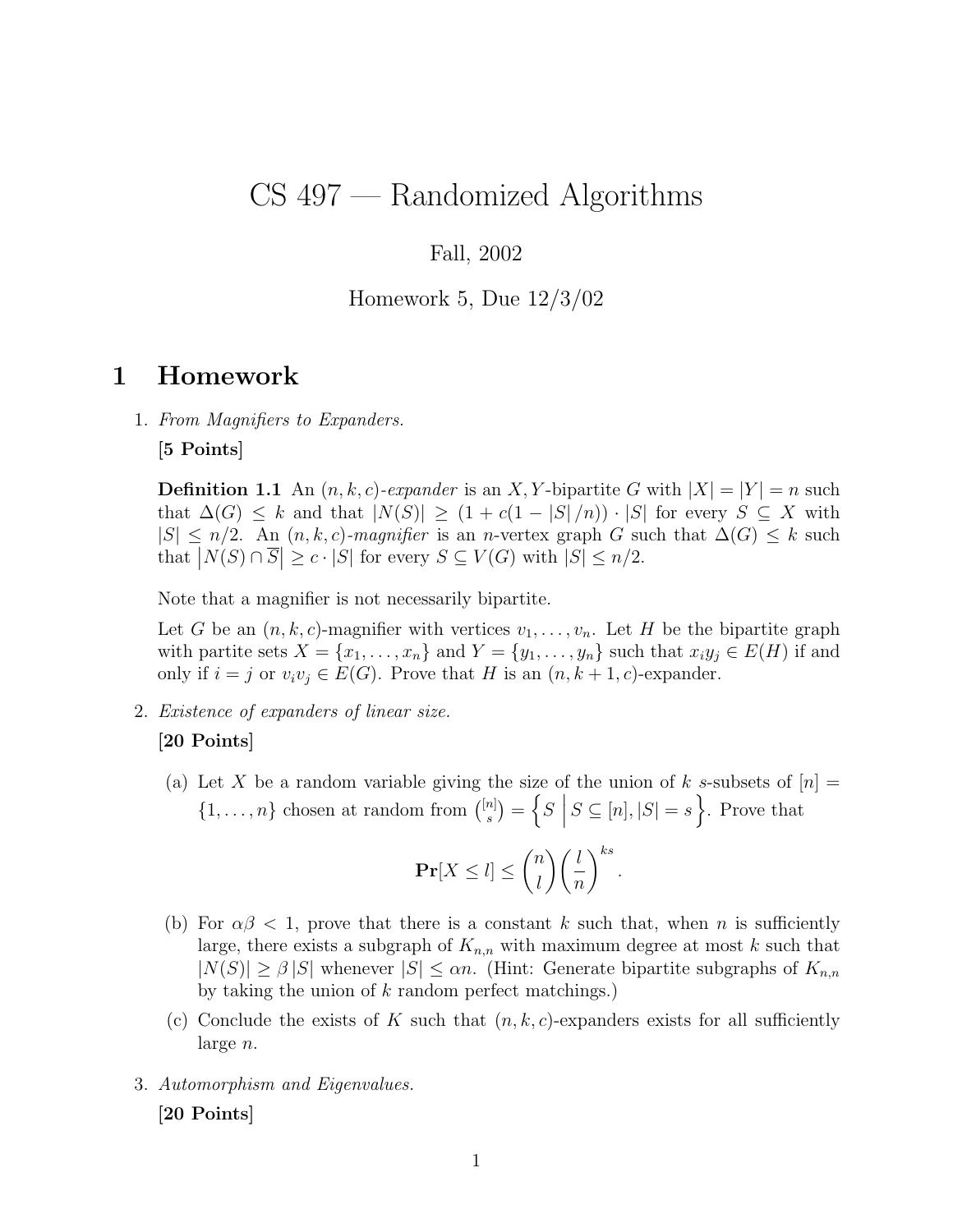# CS 497 — Randomized Algorithms

Fall, 2002

Homework 5, Due 12/3/02

## 1 Homework

1. *From Magnifiers to Expanders.*

   **[5 Points]**

   **Definition 1.1** An $(n,k,c)$-*expander* is an $X,Y$-bipartite $G$ with $|X| = |Y| = n$ such that $\Delta(G) \leq k$ and that $|N(S)| \geq (1 + c(1 - |S|/n)) \cdot |S|$ for every $S \subseteq X$ with $|S| \leq n/2$. An $(n,k,c)$-*magnifier* is an $n$-vertex graph $G$ such that $\Delta(G) \leq k$ such that $\left|N(S) \cap \overline{S}\right| \geq c \cdot |S|$ for every $S \subseteq V(G)$ with $|S| \leq n/2$.

   Note that a magnifier is not necessarily bipartite.

   Let $G$ be an $(n,k,c)$-magnifier with vertices $v_1, \ldots, v_n$. Let $H$ be the bipartite graph with partite sets $X = \{x_1, \ldots, x_n\}$ and $Y = \{y_1, \ldots, y_n\}$ such that $x_i y_j \in E(H)$ if and only if $i = j$ or $v_i v_j \in E(G)$. Prove that $H$ is an $(n, k+1, c)$-expander.

2. *Existence of expanders of linear size.*

   **[20 Points]**

   (a) Let $X$ be a random variable giving the size of the union of $k$ $s$-subsets of $[n] = \{1, \ldots, n\}$ chosen at random from $\binom{[n]}{s} = \left\{ S \;\middle|\; S \subseteq [n], |S| = s \right\}$. Prove that

   $$\mathbf{Pr}[X \leq l] \leq \binom{n}{l} \left(\frac{l}{n}\right)^{ks}.$$

   (b) For $\alpha\beta < 1$, prove that there is a constant $k$ such that, when $n$ is sufficiently large, there exists a subgraph of $K_{n,n}$ with maximum degree at most $k$ such that $|N(S)| \geq \beta |S|$ whenever $|S| \leq \alpha n$. (Hint: Generate bipartite subgraphs of $K_{n,n}$ by taking the union of $k$ random perfect matchings.)

   (c) Conclude the exists of $K$ such that $(n,k,c)$-expanders exists for all sufficiently large $n$.

3. *Automorphism and Eigenvalues.*

   **[20 Points]**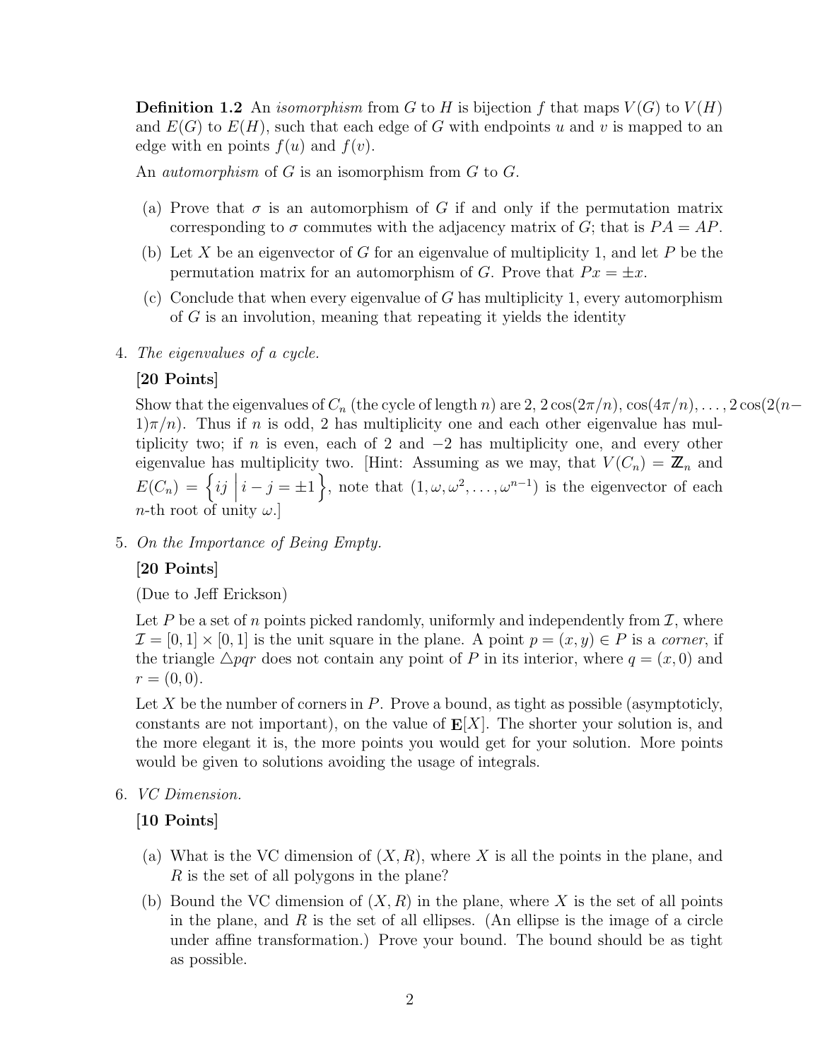**Definition 1.2** An *isomorphism* from $G$ to $H$ is bijection $f$ that maps $V(G)$ to $V(H)$ and $E(G)$ to $E(H)$, such that each edge of $G$ with endpoints $u$ and $v$ is mapped to an edge with en points $f(u)$ and $f(v)$.

An *automorphism* of $G$ is an isomorphism from $G$ to $G$.

(a) Prove that $\sigma$ is an automorphism of $G$ if and only if the permutation matrix corresponding to $\sigma$ commutes with the adjacency matrix of $G$; that is $PA = AP$.

(b) Let $X$ be an eigenvector of $G$ for an eigenvalue of multiplicity 1, and let $P$ be the permutation matrix for an automorphism of $G$. Prove that $Px = \pm x$.

(c) Conclude that when every eigenvalue of $G$ has multiplicity 1, every automorphism of $G$ is an involution, meaning that repeating it yields the identity

4. *The eigenvalues of a cycle.*

   **[20 Points]**

   Show that the eigenvalues of $C_n$ (the cycle of length $n$) are $2, 2\cos(2\pi/n), \cos(4\pi/n), \ldots, 2\cos(2(n-1)\pi/n)$. Thus if $n$ is odd, 2 has multiplicity one and each other eigenvalue has multiplicity two; if $n$ is even, each of 2 and $-2$ has multiplicity one, and every other eigenvalue has multiplicity two. [Hint: Assuming as we may, that $V(C_n) = \mathbb{Z}_n$ and $E(C_n) = \left\{ ij \;\middle|\; i - j = \pm 1 \right\}$, note that $(1, \omega, \omega^2, \ldots, \omega^{n-1})$ is the eigenvector of each $n$-th root of unity $\omega$.]

5. *On the Importance of Being Empty.*

   **[20 Points]**

   (Due to Jeff Erickson)

   Let $P$ be a set of $n$ points picked randomly, uniformly and independently from $\mathcal{I}$, where $\mathcal{I} = [0,1] \times [0,1]$ is the unit square in the plane. A point $p = (x, y) \in P$ is a *corner*, if the triangle $\triangle pqr$ does not contain any point of $P$ in its interior, where $q = (x, 0)$ and $r = (0, 0)$.

   Let $X$ be the number of corners in $P$. Prove a bound, as tight as possible (asymptoticly, constants are not important), on the value of $\mathbf{E}[X]$. The shorter your solution is, and the more elegant it is, the more points you would get for your solution. More points would be given to solutions avoiding the usage of integrals.

6. *VC Dimension.*

   **[10 Points]**

   (a) What is the VC dimension of $(X, R)$, where $X$ is all the points in the plane, and $R$ is the set of all polygons in the plane?

   (b) Bound the VC dimension of $(X, R)$ in the plane, where $X$ is the set of all points in the plane, and $R$ is the set of all ellipses. (An ellipse is the image of a circle under affine transformation.) Prove your bound. The bound should be as tight as possible.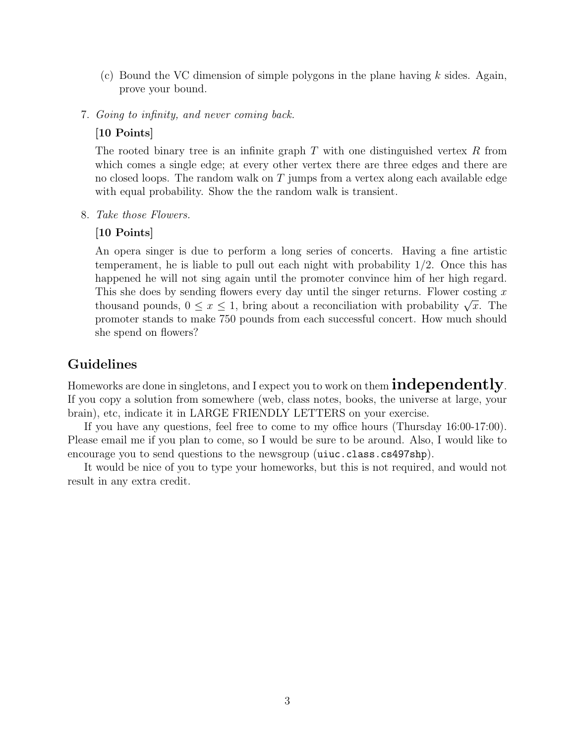(c) Bound the VC dimension of simple polygons in the plane having $k$ sides. Again, prove your bound.

7. *Going to infinity, and never coming back.*

   **[10 Points]**

   The rooted binary tree is an infinite graph $T$ with one distinguished vertex $R$ from which comes a single edge; at every other vertex there are three edges and there are no closed loops. The random walk on $T$ jumps from a vertex along each available edge with equal probability. Show the the random walk is transient.

8. *Take those Flowers.*

   **[10 Points]**

   An opera singer is due to perform a long series of concerts. Having a fine artistic temperament, he is liable to pull out each night with probability $1/2$. Once this has happened he will not sing again until the promoter convince him of her high regard. This she does by sending flowers every day until the singer returns. Flower costing $x$ thousand pounds, $0 \leq x \leq 1$, bring about a reconciliation with probability $\sqrt{x}$. The promoter stands to make 750 pounds from each successful concert. How much should she spend on flowers?

## Guidelines

Homeworks are done in singletons, and I expect you to work on them **independently**. If you copy a solution from somewhere (web, class notes, books, the universe at large, your brain), etc, indicate it in LARGE FRIENDLY LETTERS on your exercise.

If you have any questions, feel free to come to my office hours (Thursday 16:00-17:00). Please email me if you plan to come, so I would be sure to be around. Also, I would like to encourage you to send questions to the newsgroup (`uiuc.class.cs497shp`).

It would be nice of you to type your homeworks, but this is not required, and would not result in any extra credit.